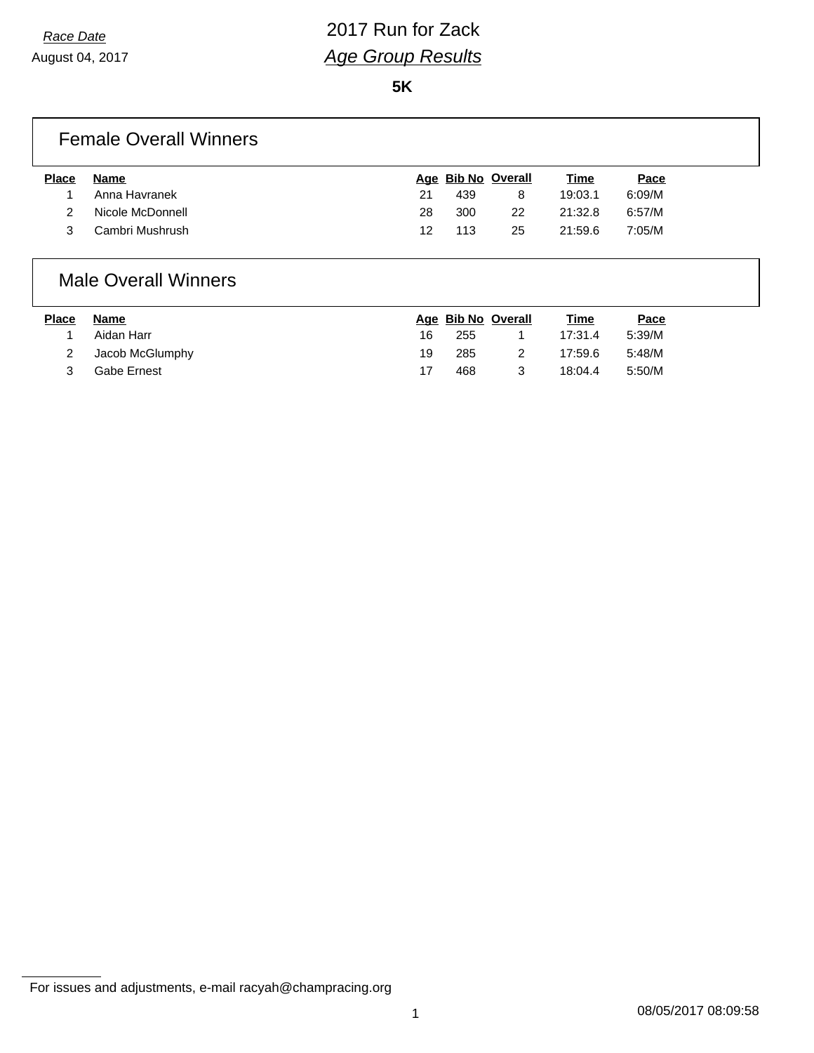*Race Date*

August 04, 2017

# 2017 Run for Zack

## *Age Group Results*

**5K**

### Female Overall Winners

| Place | Name | Age | Bib No | Overall | Time | Pace |
|---|---|---|---|---|---|---|
| 1 | Anna Havranek | 21 | 439 | 8 | 19:03.1 | 6:09/M |
| 2 | Nicole McDonnell | 28 | 300 | 22 | 21:32.8 | 6:57/M |
| 3 | Cambri Mushrush | 12 | 113 | 25 | 21:59.6 | 7:05/M |

### Male Overall Winners

| Place | Name | Age | Bib No | Overall | Time | Pace |
|---|---|---|---|---|---|---|
| 1 | Aidan Harr | 16 | 255 | 1 | 17:31.4 | 5:39/M |
| 2 | Jacob McGlumphy | 19 | 285 | 2 | 17:59.6 | 5:48/M |
| 3 | Gabe Ernest | 17 | 468 | 3 | 18:04.4 | 5:50/M |

For issues and adjustments, e-mail racyah@champracing.org

08/05/2017 08:09:58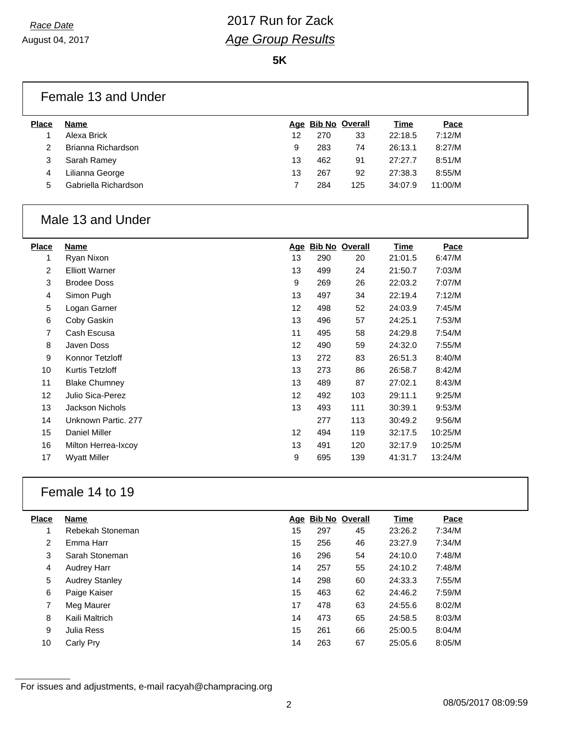*Race Date*

August 04, 2017

# 2017 Run for Zack

## *Age Group Results*

**5K**

### Female 13 and Under

| Place | Name | Age | Bib No | Overall | Time | Pace |
|---|---|---|---|---|---|---|
| 1 | Alexa Brick | 12 | 270 | 33 | 22:18.5 | 7:12/M |
| 2 | Brianna Richardson | 9 | 283 | 74 | 26:13.1 | 8:27/M |
| 3 | Sarah Ramey | 13 | 462 | 91 | 27:27.7 | 8:51/M |
| 4 | Lilianna George | 13 | 267 | 92 | 27:38.3 | 8:55/M |
| 5 | Gabriella Richardson | 7 | 284 | 125 | 34:07.9 | 11:00/M |

### Male 13 and Under

| Place | Name | Age | Bib No | Overall | Time | Pace |
|---|---|---|---|---|---|---|
| 1 | Ryan Nixon | 13 | 290 | 20 | 21:01.5 | 6:47/M |
| 2 | Elliott Warner | 13 | 499 | 24 | 21:50.7 | 7:03/M |
| 3 | Brodee Doss | 9 | 269 | 26 | 22:03.2 | 7:07/M |
| 4 | Simon Pugh | 13 | 497 | 34 | 22:19.4 | 7:12/M |
| 5 | Logan Garner | 12 | 498 | 52 | 24:03.9 | 7:45/M |
| 6 | Coby Gaskin | 13 | 496 | 57 | 24:25.1 | 7:53/M |
| 7 | Cash Escusa | 11 | 495 | 58 | 24:29.8 | 7:54/M |
| 8 | Javen Doss | 12 | 490 | 59 | 24:32.0 | 7:55/M |
| 9 | Konnor Tetzloff | 13 | 272 | 83 | 26:51.3 | 8:40/M |
| 10 | Kurtis Tetzloff | 13 | 273 | 86 | 26:58.7 | 8:42/M |
| 11 | Blake Chumney | 13 | 489 | 87 | 27:02.1 | 8:43/M |
| 12 | Julio Sica-Perez | 12 | 492 | 103 | 29:11.1 | 9:25/M |
| 13 | Jackson Nichols | 13 | 493 | 111 | 30:39.1 | 9:53/M |
| 14 | Unknown Partic. 277 | | 277 | 113 | 30:49.2 | 9:56/M |
| 15 | Daniel Miller | 12 | 494 | 119 | 32:17.5 | 10:25/M |
| 16 | Milton Herrea-Ixcoy | 13 | 491 | 120 | 32:17.9 | 10:25/M |
| 17 | Wyatt Miller | 9 | 695 | 139 | 41:31.7 | 13:24/M |

### Female 14 to 19

| Place | Name | Age | Bib No | Overall | Time | Pace |
|---|---|---|---|---|---|---|
| 1 | Rebekah Stoneman | 15 | 297 | 45 | 23:26.2 | 7:34/M |
| 2 | Emma Harr | 15 | 256 | 46 | 23:27.9 | 7:34/M |
| 3 | Sarah Stoneman | 16 | 296 | 54 | 24:10.0 | 7:48/M |
| 4 | Audrey Harr | 14 | 257 | 55 | 24:10.2 | 7:48/M |
| 5 | Audrey Stanley | 14 | 298 | 60 | 24:33.3 | 7:55/M |
| 6 | Paige Kaiser | 15 | 463 | 62 | 24:46.2 | 7:59/M |
| 7 | Meg Maurer | 17 | 478 | 63 | 24:55.6 | 8:02/M |
| 8 | Kaili Maltrich | 14 | 473 | 65 | 24:58.5 | 8:03/M |
| 9 | Julia Ress | 15 | 261 | 66 | 25:00.5 | 8:04/M |
| 10 | Carly Pry | 14 | 263 | 67 | 25:05.6 | 8:05/M |

For issues and adjustments, e-mail racyah@champracing.org

08/05/2017 08:09:59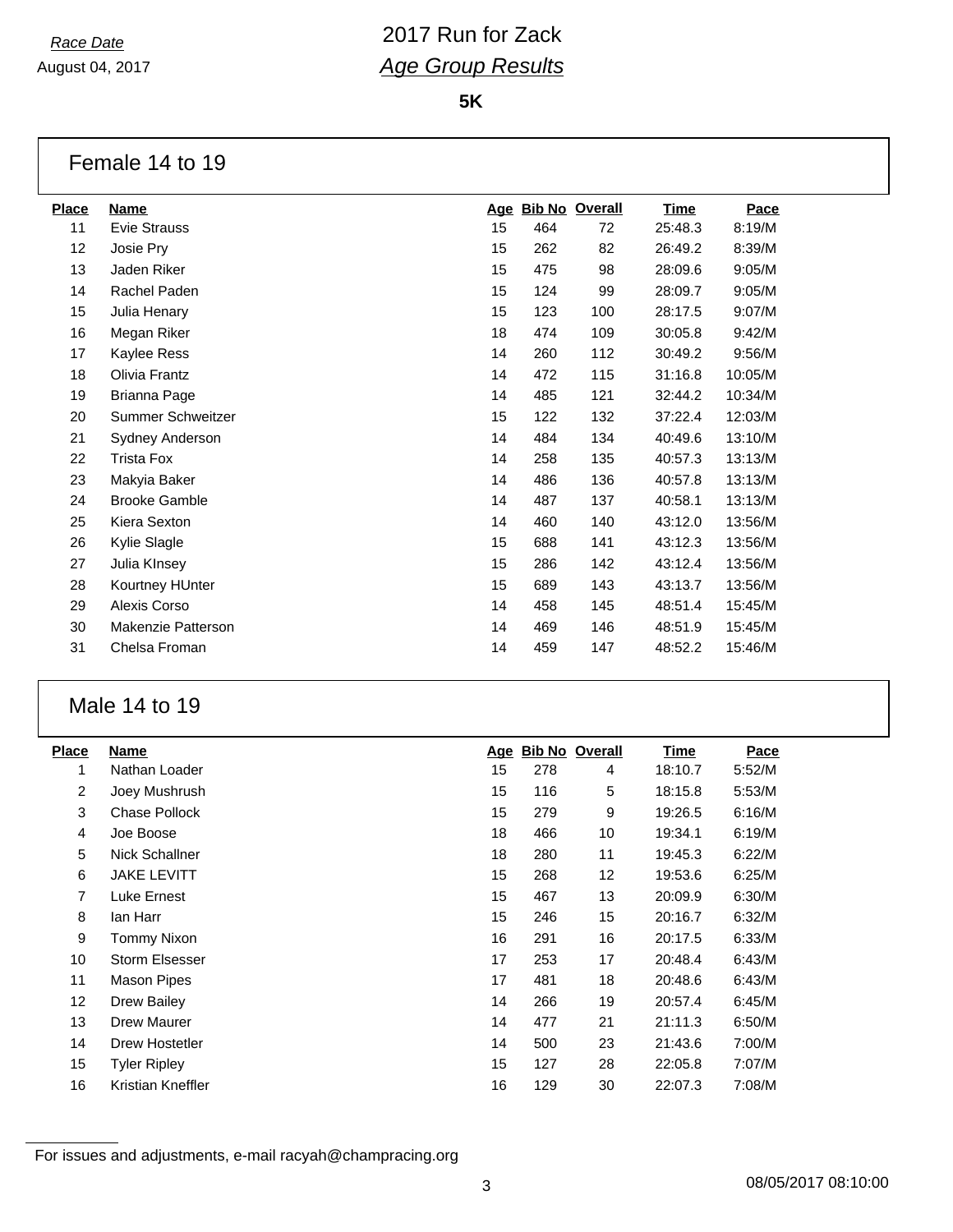*Race Date*

August 04, 2017

# 2017 Run for Zack

## *Age Group Results*

**5K**

### Female 14 to 19

| Place | Name | Age | Bib No | Overall | Time | Pace |
|---|---|---|---|---|---|---|
| 11 | Evie Strauss | 15 | 464 | 72 | 25:48.3 | 8:19/M |
| 12 | Josie Pry | 15 | 262 | 82 | 26:49.2 | 8:39/M |
| 13 | Jaden Riker | 15 | 475 | 98 | 28:09.6 | 9:05/M |
| 14 | Rachel Paden | 15 | 124 | 99 | 28:09.7 | 9:05/M |
| 15 | Julia Henary | 15 | 123 | 100 | 28:17.5 | 9:07/M |
| 16 | Megan Riker | 18 | 474 | 109 | 30:05.8 | 9:42/M |
| 17 | Kaylee Ress | 14 | 260 | 112 | 30:49.2 | 9:56/M |
| 18 | Olivia Frantz | 14 | 472 | 115 | 31:16.8 | 10:05/M |
| 19 | Brianna Page | 14 | 485 | 121 | 32:44.2 | 10:34/M |
| 20 | Summer Schweitzer | 15 | 122 | 132 | 37:22.4 | 12:03/M |
| 21 | Sydney Anderson | 14 | 484 | 134 | 40:49.6 | 13:10/M |
| 22 | Trista Fox | 14 | 258 | 135 | 40:57.3 | 13:13/M |
| 23 | Makyia Baker | 14 | 486 | 136 | 40:57.8 | 13:13/M |
| 24 | Brooke Gamble | 14 | 487 | 137 | 40:58.1 | 13:13/M |
| 25 | Kiera Sexton | 14 | 460 | 140 | 43:12.0 | 13:56/M |
| 26 | Kylie Slagle | 15 | 688 | 141 | 43:12.3 | 13:56/M |
| 27 | Julia KInsey | 15 | 286 | 142 | 43:12.4 | 13:56/M |
| 28 | Kourtney HUnter | 15 | 689 | 143 | 43:13.7 | 13:56/M |
| 29 | Alexis Corso | 14 | 458 | 145 | 48:51.4 | 15:45/M |
| 30 | Makenzie Patterson | 14 | 469 | 146 | 48:51.9 | 15:45/M |
| 31 | Chelsa Froman | 14 | 459 | 147 | 48:52.2 | 15:46/M |

### Male 14 to 19

| Place | Name | Age | Bib No | Overall | Time | Pace |
|---|---|---|---|---|---|---|
| 1 | Nathan Loader | 15 | 278 | 4 | 18:10.7 | 5:52/M |
| 2 | Joey Mushrush | 15 | 116 | 5 | 18:15.8 | 5:53/M |
| 3 | Chase Pollock | 15 | 279 | 9 | 19:26.5 | 6:16/M |
| 4 | Joe Boose | 18 | 466 | 10 | 19:34.1 | 6:19/M |
| 5 | Nick Schallner | 18 | 280 | 11 | 19:45.3 | 6:22/M |
| 6 | JAKE LEVITT | 15 | 268 | 12 | 19:53.6 | 6:25/M |
| 7 | Luke Ernest | 15 | 467 | 13 | 20:09.9 | 6:30/M |
| 8 | Ian Harr | 15 | 246 | 15 | 20:16.7 | 6:32/M |
| 9 | Tommy Nixon | 16 | 291 | 16 | 20:17.5 | 6:33/M |
| 10 | Storm Elsesser | 17 | 253 | 17 | 20:48.4 | 6:43/M |
| 11 | Mason Pipes | 17 | 481 | 18 | 20:48.6 | 6:43/M |
| 12 | Drew Bailey | 14 | 266 | 19 | 20:57.4 | 6:45/M |
| 13 | Drew Maurer | 14 | 477 | 21 | 21:11.3 | 6:50/M |
| 14 | Drew Hostetler | 14 | 500 | 23 | 21:43.6 | 7:00/M |
| 15 | Tyler Ripley | 15 | 127 | 28 | 22:05.8 | 7:07/M |
| 16 | Kristian Kneffler | 16 | 129 | 30 | 22:07.3 | 7:08/M |

For issues and adjustments, e-mail racyah@champracing.org

08/05/2017 08:10:00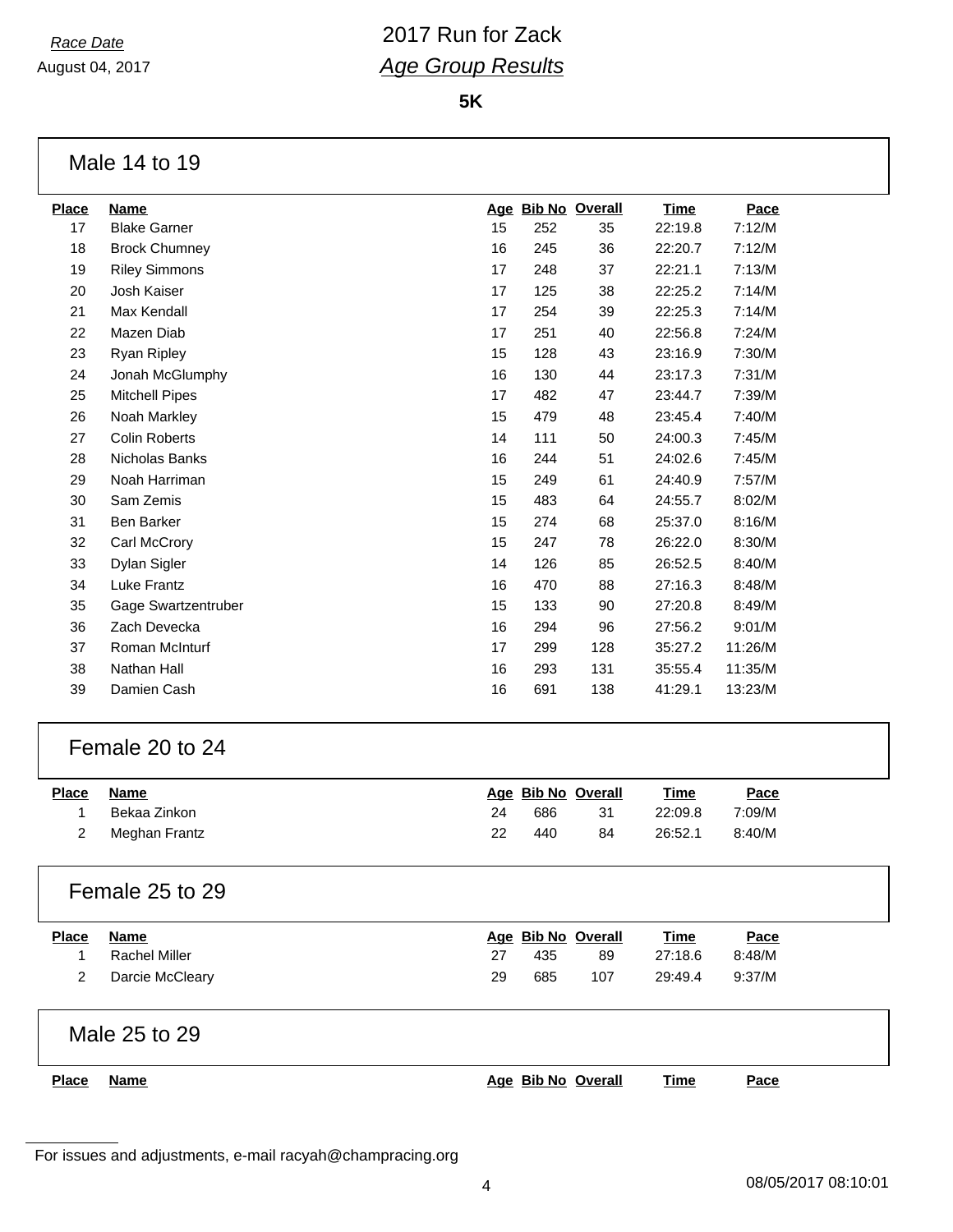*Race Date*

August 04, 2017

# 2017 Run for Zack

## *Age Group Results*

**5K**

### Male 14 to 19

| Place | Name | Age | Bib No | Overall | Time | Pace |
|---|---|---|---|---|---|---|
| 17 | Blake Garner | 15 | 252 | 35 | 22:19.8 | 7:12/M |
| 18 | Brock Chumney | 16 | 245 | 36 | 22:20.7 | 7:12/M |
| 19 | Riley Simmons | 17 | 248 | 37 | 22:21.1 | 7:13/M |
| 20 | Josh Kaiser | 17 | 125 | 38 | 22:25.2 | 7:14/M |
| 21 | Max Kendall | 17 | 254 | 39 | 22:25.3 | 7:14/M |
| 22 | Mazen Diab | 17 | 251 | 40 | 22:56.8 | 7:24/M |
| 23 | Ryan Ripley | 15 | 128 | 43 | 23:16.9 | 7:30/M |
| 24 | Jonah McGlumphy | 16 | 130 | 44 | 23:17.3 | 7:31/M |
| 25 | Mitchell Pipes | 17 | 482 | 47 | 23:44.7 | 7:39/M |
| 26 | Noah Markley | 15 | 479 | 48 | 23:45.4 | 7:40/M |
| 27 | Colin Roberts | 14 | 111 | 50 | 24:00.3 | 7:45/M |
| 28 | Nicholas Banks | 16 | 244 | 51 | 24:02.6 | 7:45/M |
| 29 | Noah Harriman | 15 | 249 | 61 | 24:40.9 | 7:57/M |
| 30 | Sam Zemis | 15 | 483 | 64 | 24:55.7 | 8:02/M |
| 31 | Ben Barker | 15 | 274 | 68 | 25:37.0 | 8:16/M |
| 32 | Carl McCrory | 15 | 247 | 78 | 26:22.0 | 8:30/M |
| 33 | Dylan Sigler | 14 | 126 | 85 | 26:52.5 | 8:40/M |
| 34 | Luke Frantz | 16 | 470 | 88 | 27:16.3 | 8:48/M |
| 35 | Gage Swartzentruber | 15 | 133 | 90 | 27:20.8 | 8:49/M |
| 36 | Zach Devecka | 16 | 294 | 96 | 27:56.2 | 9:01/M |
| 37 | Roman McInturf | 17 | 299 | 128 | 35:27.2 | 11:26/M |
| 38 | Nathan Hall | 16 | 293 | 131 | 35:55.4 | 11:35/M |
| 39 | Damien Cash | 16 | 691 | 138 | 41:29.1 | 13:23/M |

### Female 20 to 24

| Place | Name | Age | Bib No | Overall | Time | Pace |
|---|---|---|---|---|---|---|
| 1 | Bekaa Zinkon | 24 | 686 | 31 | 22:09.8 | 7:09/M |
| 2 | Meghan Frantz | 22 | 440 | 84 | 26:52.1 | 8:40/M |

### Female 25 to 29

| Place | Name | Age | Bib No | Overall | Time | Pace |
|---|---|---|---|---|---|---|
| 1 | Rachel Miller | 27 | 435 | 89 | 27:18.6 | 8:48/M |
| 2 | Darcie McCleary | 29 | 685 | 107 | 29:49.4 | 9:37/M |

### Male 25 to 29

| Place | Name | Age | Bib No | Overall | Time | Pace |
|---|---|---|---|---|---|---|

For issues and adjustments, e-mail racyah@champracing.org

08/05/2017 08:10:01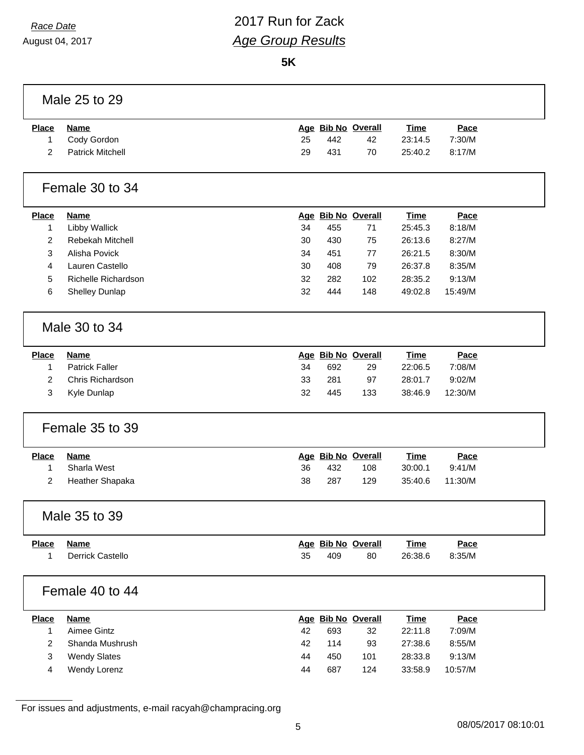*Race Date*
August 04, 2017

# 2017 Run for Zack

## *Age Group Results*

**5K**

### Male 25 to 29

| Place | Name | Age | Bib No | Overall | Time | Pace |
|---|---|---|---|---|---|---|
| 1 | Cody Gordon | 25 | 442 | 42 | 23:14.5 | 7:30/M |
| 2 | Patrick Mitchell | 29 | 431 | 70 | 25:40.2 | 8:17/M |

### Female 30 to 34

| Place | Name | Age | Bib No | Overall | Time | Pace |
|---|---|---|---|---|---|---|
| 1 | Libby Wallick | 34 | 455 | 71 | 25:45.3 | 8:18/M |
| 2 | Rebekah Mitchell | 30 | 430 | 75 | 26:13.6 | 8:27/M |
| 3 | Alisha Povick | 34 | 451 | 77 | 26:21.5 | 8:30/M |
| 4 | Lauren Castello | 30 | 408 | 79 | 26:37.8 | 8:35/M |
| 5 | Richelle Richardson | 32 | 282 | 102 | 28:35.2 | 9:13/M |
| 6 | Shelley Dunlap | 32 | 444 | 148 | 49:02.8 | 15:49/M |

### Male 30 to 34

| Place | Name | Age | Bib No | Overall | Time | Pace |
|---|---|---|---|---|---|---|
| 1 | Patrick Faller | 34 | 692 | 29 | 22:06.5 | 7:08/M |
| 2 | Chris Richardson | 33 | 281 | 97 | 28:01.7 | 9:02/M |
| 3 | Kyle Dunlap | 32 | 445 | 133 | 38:46.9 | 12:30/M |

### Female 35 to 39

| Place | Name | Age | Bib No | Overall | Time | Pace |
|---|---|---|---|---|---|---|
| 1 | Sharla West | 36 | 432 | 108 | 30:00.1 | 9:41/M |
| 2 | Heather Shapaka | 38 | 287 | 129 | 35:40.6 | 11:30/M |

### Male 35 to 39

| Place | Name | Age | Bib No | Overall | Time | Pace |
|---|---|---|---|---|---|---|
| 1 | Derrick Castello | 35 | 409 | 80 | 26:38.6 | 8:35/M |

### Female 40 to 44

| Place | Name | Age | Bib No | Overall | Time | Pace |
|---|---|---|---|---|---|---|
| 1 | Aimee Gintz | 42 | 693 | 32 | 22:11.8 | 7:09/M |
| 2 | Shanda Mushrush | 42 | 114 | 93 | 27:38.6 | 8:55/M |
| 3 | Wendy Slates | 44 | 450 | 101 | 28:33.8 | 9:13/M |
| 4 | Wendy Lorenz | 44 | 687 | 124 | 33:58.9 | 10:57/M |

For issues and adjustments, e-mail racyah@champracing.org

08/05/2017 08:10:01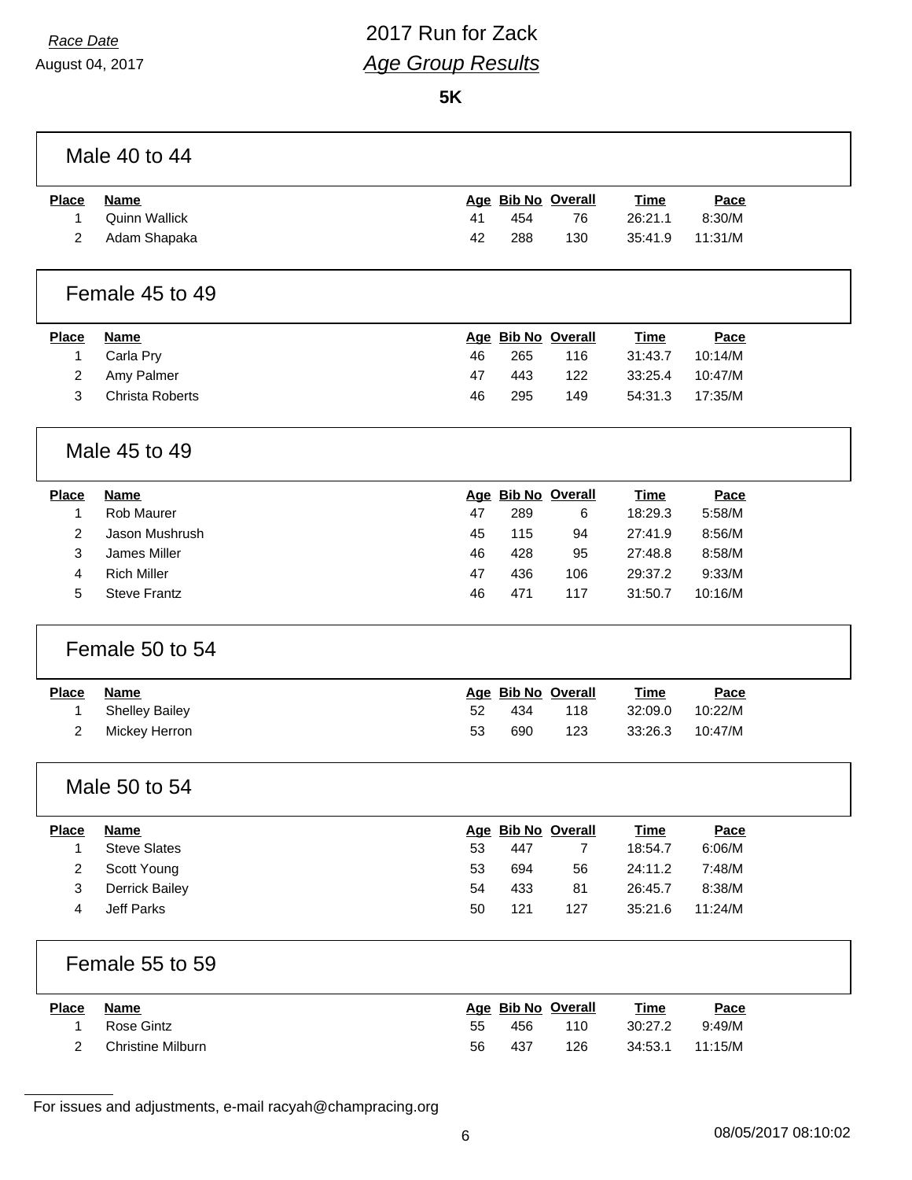*Race Date*

August 04, 2017

# 2017 Run for Zack

## *Age Group Results*

**5K**

### Male 40 to 44

| Place | Name | Age | Bib No | Overall | Time | Pace |
|---|---|---|---|---|---|---|
| 1 | Quinn Wallick | 41 | 454 | 76 | 26:21.1 | 8:30/M |
| 2 | Adam Shapaka | 42 | 288 | 130 | 35:41.9 | 11:31/M |

### Female 45 to 49

| Place | Name | Age | Bib No | Overall | Time | Pace |
|---|---|---|---|---|---|---|
| 1 | Carla Pry | 46 | 265 | 116 | 31:43.7 | 10:14/M |
| 2 | Amy Palmer | 47 | 443 | 122 | 33:25.4 | 10:47/M |
| 3 | Christa Roberts | 46 | 295 | 149 | 54:31.3 | 17:35/M |

### Male 45 to 49

| Place | Name | Age | Bib No | Overall | Time | Pace |
|---|---|---|---|---|---|---|
| 1 | Rob Maurer | 47 | 289 | 6 | 18:29.3 | 5:58/M |
| 2 | Jason Mushrush | 45 | 115 | 94 | 27:41.9 | 8:56/M |
| 3 | James Miller | 46 | 428 | 95 | 27:48.8 | 8:58/M |
| 4 | Rich Miller | 47 | 436 | 106 | 29:37.2 | 9:33/M |
| 5 | Steve Frantz | 46 | 471 | 117 | 31:50.7 | 10:16/M |

### Female 50 to 54

| Place | Name | Age | Bib No | Overall | Time | Pace |
|---|---|---|---|---|---|---|
| 1 | Shelley Bailey | 52 | 434 | 118 | 32:09.0 | 10:22/M |
| 2 | Mickey Herron | 53 | 690 | 123 | 33:26.3 | 10:47/M |

### Male 50 to 54

| Place | Name | Age | Bib No | Overall | Time | Pace |
|---|---|---|---|---|---|---|
| 1 | Steve Slates | 53 | 447 | 7 | 18:54.7 | 6:06/M |
| 2 | Scott Young | 53 | 694 | 56 | 24:11.2 | 7:48/M |
| 3 | Derrick Bailey | 54 | 433 | 81 | 26:45.7 | 8:38/M |
| 4 | Jeff Parks | 50 | 121 | 127 | 35:21.6 | 11:24/M |

### Female 55 to 59

| Place | Name | Age | Bib No | Overall | Time | Pace |
|---|---|---|---|---|---|---|
| 1 | Rose Gintz | 55 | 456 | 110 | 30:27.2 | 9:49/M |
| 2 | Christine Milburn | 56 | 437 | 126 | 34:53.1 | 11:15/M |

For issues and adjustments, e-mail racyah@champracing.org

08/05/2017 08:10:02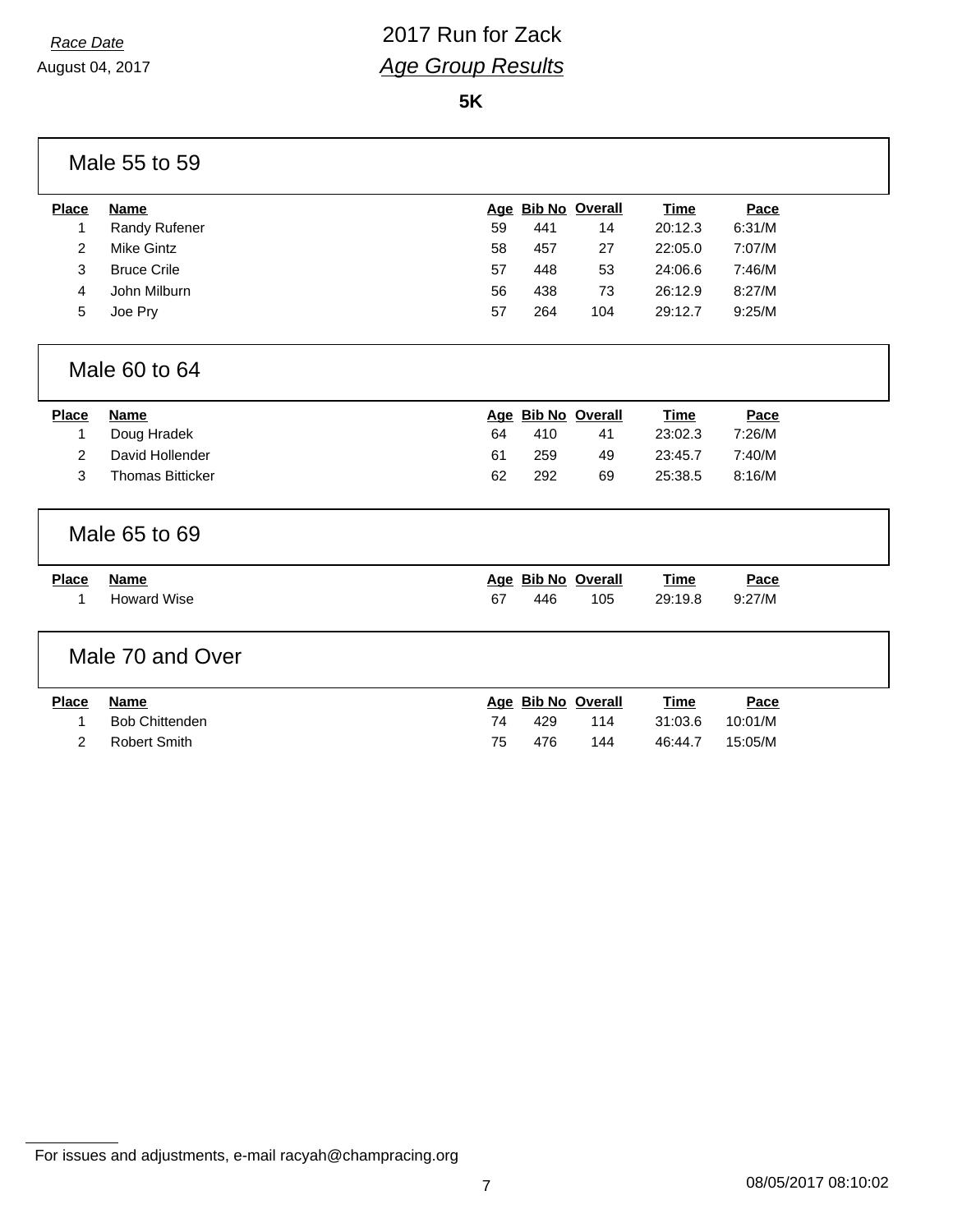*Race Date*

August 04, 2017

# 2017 Run for Zack

## *Age Group Results*

**5K**

### Male 55 to 59

| Place | Name | Age | Bib No | Overall | Time | Pace |
|---|---|---|---|---|---|---|
| 1 | Randy Rufener | 59 | 441 | 14 | 20:12.3 | 6:31/M |
| 2 | Mike Gintz | 58 | 457 | 27 | 22:05.0 | 7:07/M |
| 3 | Bruce Crile | 57 | 448 | 53 | 24:06.6 | 7:46/M |
| 4 | John Milburn | 56 | 438 | 73 | 26:12.9 | 8:27/M |
| 5 | Joe Pry | 57 | 264 | 104 | 29:12.7 | 9:25/M |

### Male 60 to 64

| Place | Name | Age | Bib No | Overall | Time | Pace |
|---|---|---|---|---|---|---|
| 1 | Doug Hradek | 64 | 410 | 41 | 23:02.3 | 7:26/M |
| 2 | David Hollender | 61 | 259 | 49 | 23:45.7 | 7:40/M |
| 3 | Thomas Bitticker | 62 | 292 | 69 | 25:38.5 | 8:16/M |

### Male 65 to 69

| Place | Name | Age | Bib No | Overall | Time | Pace |
|---|---|---|---|---|---|---|
| 1 | Howard Wise | 67 | 446 | 105 | 29:19.8 | 9:27/M |

### Male 70 and Over

| Place | Name | Age | Bib No | Overall | Time | Pace |
|---|---|---|---|---|---|---|
| 1 | Bob Chittenden | 74 | 429 | 114 | 31:03.6 | 10:01/M |
| 2 | Robert Smith | 75 | 476 | 144 | 46:44.7 | 15:05/M |

For issues and adjustments, e-mail racyah@champracing.org

08/05/2017 08:10:02